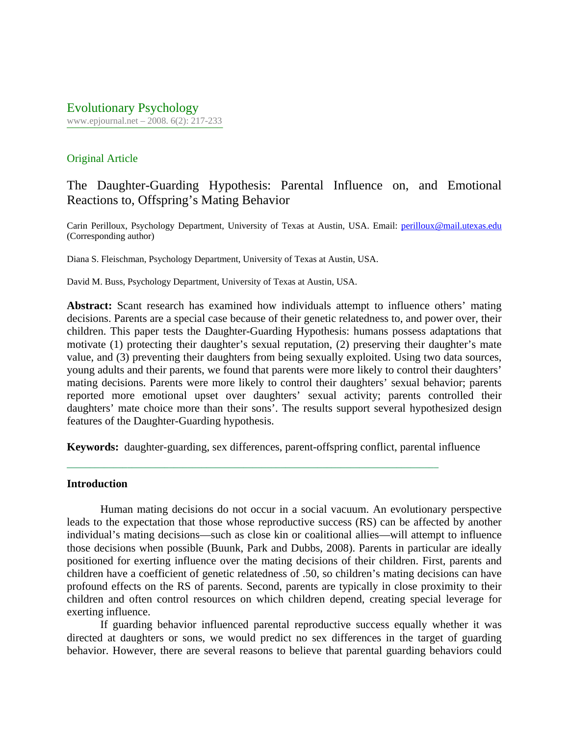Original Article

# The Daughter-Guarding Hypothesis: Parental Influence on, and Emotional Reactions to, Offspring's Mating Behavior

Carin Perilloux, Psychology Department, University of Texas at Austin, USA. Email: perilloux@mail.utexas.edu (Corresponding author)

Diana S. Fleischman, Psychology Department, University of Texas at Austin, USA.

David M. Buss, Psychology Department, University of Texas at Austin, USA.

**Abstract:** Scant research has examined how individuals attempt to influence others' mating decisions. Parents are a special case because of their genetic relatedness to, and power over, their children. This paper tests the Daughter-Guarding Hypothesis: humans possess adaptations that motivate (1) protecting their daughter's sexual reputation, (2) preserving their daughter's mate value, and (3) preventing their daughters from being sexually exploited. Using two data sources, young adults and their parents, we found that parents were more likely to control their daughters' mating decisions. Parents were more likely to control their daughters' sexual behavior; parents reported more emotional upset over daughters' sexual activity; parents controlled their daughters' mate choice more than their sons'. The results support several hypothesized design features of the Daughter-Guarding hypothesis.

**Keywords:** daughter-guarding, sex differences, parent-offspring conflict, parental influence

## Introduction

Human mating decisions do not occur in a social vacuum. An evolutionary perspective leads to the expectation that those whose reproductive success (RS) can be affected by another individual's mating decisions—such as close kin or coalitional allies—will attempt to influence those decisions when possible (Buunk, Park and Dubbs, 2008). Parents in particular are ideally positioned for exerting influence over the mating decisions of their children. First, parents and children have a coefficient of genetic relatedness of .50, so children's mating decisions can have profound effects on the RS of parents. Second, parents are typically in close proximity to their children and often control resources on which children depend, creating special leverage for exerting influence.

If guarding behavior influenced parental reproductive success equally whether it was directed at daughters or sons, we would predict no sex differences in the target of guarding behavior. However, there are several reasons to believe that parental guarding behaviors could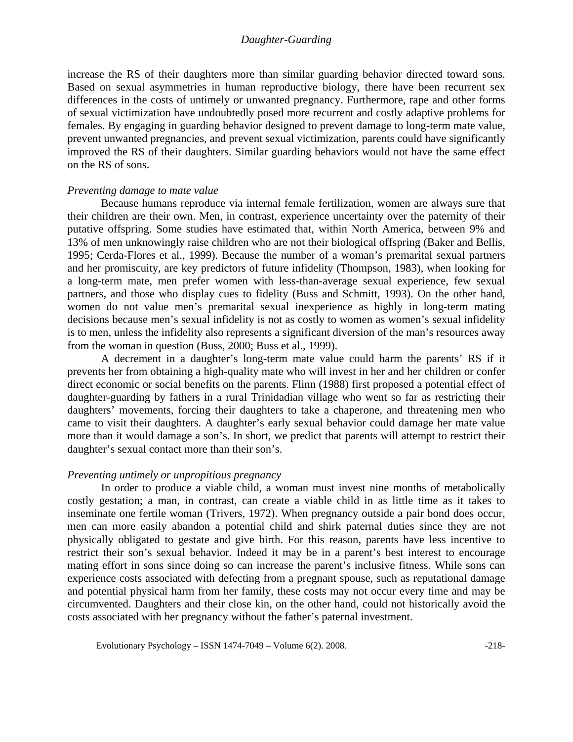increase the RS of their daughters more than similar guarding behavior directed toward sons. Based on sexual asymmetries in human reproductive biology, there have been recurrent sex differences in the costs of untimely or unwanted pregnancy. Furthermore, rape and other forms of sexual victimization have undoubtedly posed more recurrent and costly adaptive problems for females. By engaging in guarding behavior designed to prevent damage to long-term mate value, prevent unwanted pregnancies, and prevent sexual victimization, parents could have significantly improved the RS of their daughters. Similar guarding behaviors would not have the same effect on the RS of sons.

*Preventing damage to mate value*

Because humans reproduce via internal female fertilization, women are always sure that their children are their own. Men, in contrast, experience uncertainty over the paternity of their putative offspring. Some studies have estimated that, within North America, between 9% and 13% of men unknowingly raise children who are not their biological offspring (Baker and Bellis, 1995; Cerda-Flores et al., 1999). Because the number of a woman's premarital sexual partners and her promiscuity, are key predictors of future infidelity (Thompson, 1983), when looking for a long-term mate, men prefer women with less-than-average sexual experience, few sexual partners, and those who display cues to fidelity (Buss and Schmitt, 1993). On the other hand, women do not value men's premarital sexual inexperience as highly in long-term mating decisions because men's sexual infidelity is not as costly to women as women's sexual infidelity is to men, unless the infidelity also represents a significant diversion of the man's resources away from the woman in question (Buss, 2000; Buss et al., 1999).

A decrement in a daughter's long-term mate value could harm the parents' RS if it prevents her from obtaining a high-quality mate who will invest in her and her children or confer direct economic or social benefits on the parents. Flinn (1988) first proposed a potential effect of daughter-guarding by fathers in a rural Trinidadian village who went so far as restricting their daughters' movements, forcing their daughters to take a chaperone, and threatening men who came to visit their daughters. A daughter's early sexual behavior could damage her mate value more than it would damage a son's. In short, we predict that parents will attempt to restrict their daughter's sexual contact more than their son's.

*Preventing untimely or unpropitious pregnancy*

In order to produce a viable child, a woman must invest nine months of metabolically costly gestation; a man, in contrast, can create a viable child in as little time as it takes to inseminate one fertile woman (Trivers, 1972). When pregnancy outside a pair bond does occur, men can more easily abandon a potential child and shirk paternal duties since they are not physically obligated to gestate and give birth. For this reason, parents have less incentive to restrict their son's sexual behavior. Indeed it may be in a parent's best interest to encourage mating effort in sons since doing so can increase the parent's inclusive fitness. While sons can experience costs associated with defecting from a pregnant spouse, such as reputational damage and potential physical harm from her family, these costs may not occur every time and may be circumvented. Daughters and their close kin, on the other hand, could not historically avoid the costs associated with her pregnancy without the father's paternal investment.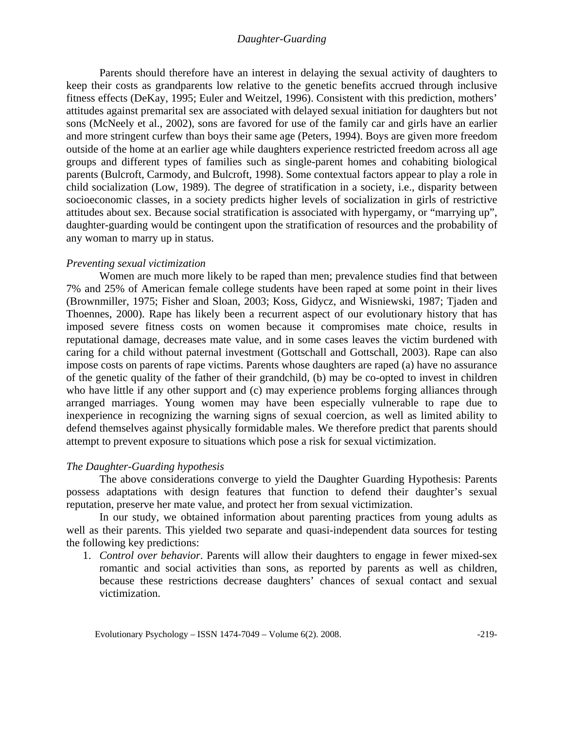Parents should therefore have an interest in delaying the sexual activity of daughters to keep their costs as grandparents low relative to the genetic benefits accrued through inclusive fitness effects (DeKay, 1995; Euler and Weitzel, 1996). Consistent with this prediction, mothers' attitudes against premarital sex are associated with delayed sexual initiation for daughters but not sons (McNeely et al., 2002), sons are favored for use of the family car and girls have an earlier and more stringent curfew than boys their same age (Peters, 1994). Boys are given more freedom outside of the home at an earlier age while daughters experience restricted freedom across all age groups and different types of families such as single-parent homes and cohabiting biological parents (Bulcroft, Carmody, and Bulcroft, 1998). Some contextual factors appear to play a role in child socialization (Low, 1989). The degree of stratification in a society, i.e., disparity between socioeconomic classes, in a society predicts higher levels of socialization in girls of restrictive attitudes about sex. Because social stratification is associated with hypergamy, or "marrying up", daughter-guarding would be contingent upon the stratification of resources and the probability of any woman to marry up in status.

### *Preventing sexual victimization*

Women are much more likely to be raped than men; prevalence studies find that between 7% and 25% of American female college students have been raped at some point in their lives (Brownmiller, 1975; Fisher and Sloan, 2003; Koss, Gidycz, and Wisniewski, 1987; Tjaden and Thoennes, 2000). Rape has likely been a recurrent aspect of our evolutionary history that has imposed severe fitness costs on women because it compromises mate choice, results in reputational damage, decreases mate value, and in some cases leaves the victim burdened with caring for a child without paternal investment (Gottschall and Gottschall, 2003). Rape can also impose costs on parents of rape victims. Parents whose daughters are raped (a) have no assurance of the genetic quality of the father of their grandchild, (b) may be co-opted to invest in children who have little if any other support and (c) may experience problems forging alliances through arranged marriages. Young women may have been especially vulnerable to rape due to inexperience in recognizing the warning signs of sexual coercion, as well as limited ability to defend themselves against physically formidable males. We therefore predict that parents should attempt to prevent exposure to situations which pose a risk for sexual victimization.

### *The Daughter-Guarding hypothesis*

The above considerations converge to yield the Daughter Guarding Hypothesis: Parents possess adaptations with design features that function to defend their daughter's sexual reputation, preserve her mate value, and protect her from sexual victimization.

In our study, we obtained information about parenting practices from young adults as well as their parents. This yielded two separate and quasi-independent data sources for testing the following key predictions:

1. *Control over behavior*. Parents will allow their daughters to engage in fewer mixed-sex romantic and social activities than sons, as reported by parents as well as children, because these restrictions decrease daughters' chances of sexual contact and sexual victimization.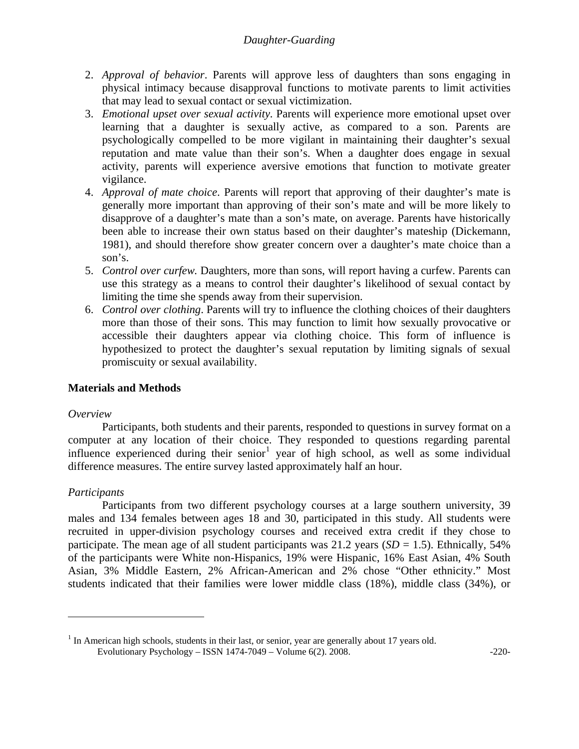2. *Approval of behavior*. Parents will approve less of daughters than sons engaging in physical intimacy because disapproval functions to motivate parents to limit activities that may lead to sexual contact or sexual victimization.
3. *Emotional upset over sexual activity*. Parents will experience more emotional upset over learning that a daughter is sexually active, as compared to a son. Parents are psychologically compelled to be more vigilant in maintaining their daughter's sexual reputation and mate value than their son's. When a daughter does engage in sexual activity, parents will experience aversive emotions that function to motivate greater vigilance.
4. *Approval of mate choice*. Parents will report that approving of their daughter's mate is generally more important than approving of their son's mate and will be more likely to disapprove of a daughter's mate than a son's mate, on average. Parents have historically been able to increase their own status based on their daughter's mateship (Dickemann, 1981), and should therefore show greater concern over a daughter's mate choice than a son's.
5. *Control over curfew.* Daughters, more than sons, will report having a curfew. Parents can use this strategy as a means to control their daughter's likelihood of sexual contact by limiting the time she spends away from their supervision.
6. *Control over clothing*. Parents will try to influence the clothing choices of their daughters more than those of their sons. This may function to limit how sexually provocative or accessible their daughters appear via clothing choice. This form of influence is hypothesized to protect the daughter's sexual reputation by limiting signals of sexual promiscuity or sexual availability.

## Materials and Methods

*Overview*

Participants, both students and their parents, responded to questions in survey format on a computer at any location of their choice. They responded to questions regarding parental influence experienced during their senior[1] year of high school, as well as some individual difference measures. The entire survey lasted approximately half an hour.

*Participants*

Participants from two different psychology courses at a large southern university, 39 males and 134 females between ages 18 and 30, participated in this study. All students were recruited in upper-division psychology courses and received extra credit if they chose to participate. The mean age of all student participants was 21.2 years (*SD* = 1.5). Ethnically, 54% of the participants were White non-Hispanics, 19% were Hispanic, 16% East Asian, 4% South Asian, 3% Middle Eastern, 2% African-American and 2% chose "Other ethnicity." Most students indicated that their families were lower middle class (18%), middle class (34%), or

[1] In American high schools, students in their last, or senior, year are generally about 17 years old.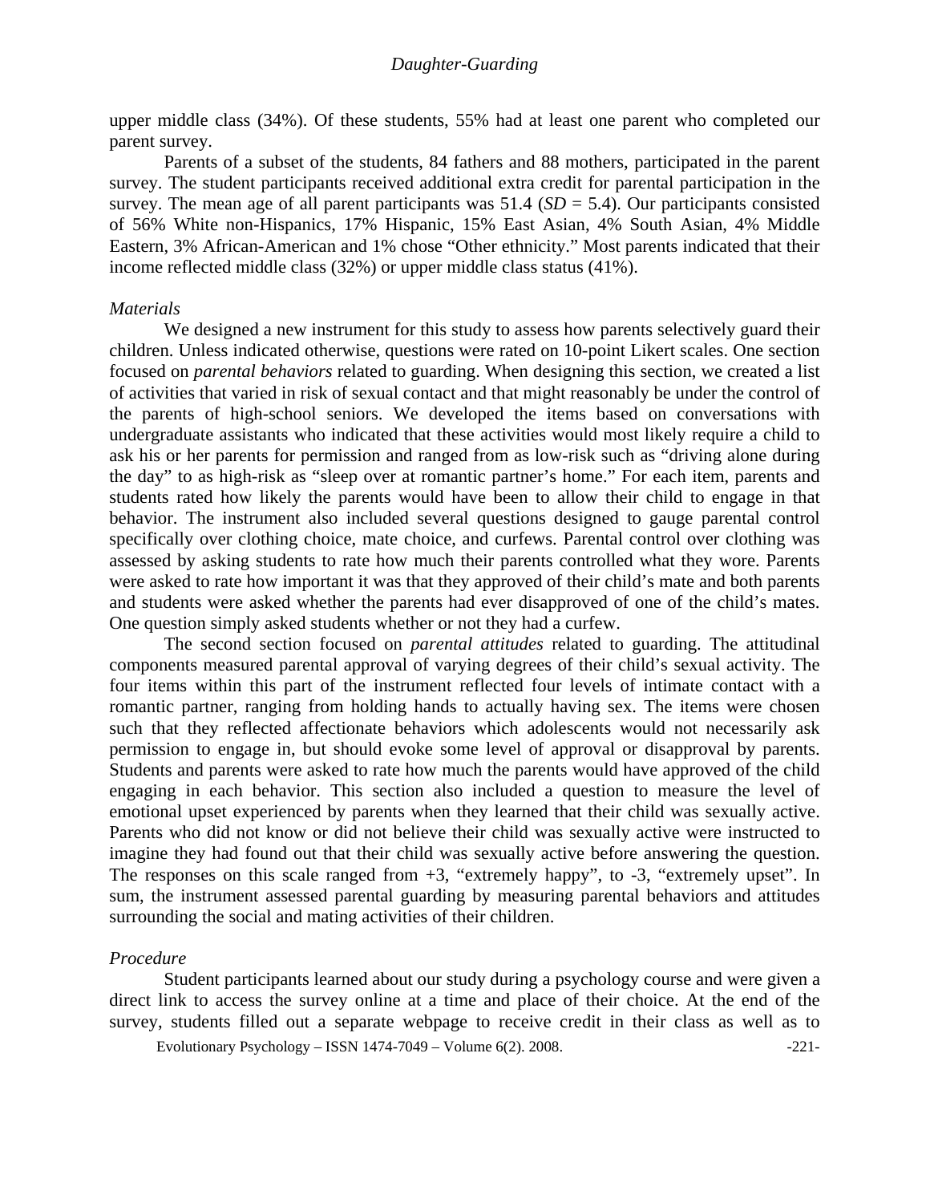upper middle class (34%). Of these students, 55% had at least one parent who completed our parent survey.

Parents of a subset of the students, 84 fathers and 88 mothers, participated in the parent survey. The student participants received additional extra credit for parental participation in the survey. The mean age of all parent participants was 51.4 (*SD* = 5.4). Our participants consisted of 56% White non-Hispanics, 17% Hispanic, 15% East Asian, 4% South Asian, 4% Middle Eastern, 3% African-American and 1% chose "Other ethnicity." Most parents indicated that their income reflected middle class (32%) or upper middle class status (41%).

### *Materials*

We designed a new instrument for this study to assess how parents selectively guard their children. Unless indicated otherwise, questions were rated on 10-point Likert scales. One section focused on *parental behaviors* related to guarding. When designing this section, we created a list of activities that varied in risk of sexual contact and that might reasonably be under the control of the parents of high-school seniors. We developed the items based on conversations with undergraduate assistants who indicated that these activities would most likely require a child to ask his or her parents for permission and ranged from as low-risk such as "driving alone during the day" to as high-risk as "sleep over at romantic partner's home." For each item, parents and students rated how likely the parents would have been to allow their child to engage in that behavior. The instrument also included several questions designed to gauge parental control specifically over clothing choice, mate choice, and curfews. Parental control over clothing was assessed by asking students to rate how much their parents controlled what they wore. Parents were asked to rate how important it was that they approved of their child's mate and both parents and students were asked whether the parents had ever disapproved of one of the child's mates. One question simply asked students whether or not they had a curfew.

The second section focused on *parental attitudes* related to guarding. The attitudinal components measured parental approval of varying degrees of their child's sexual activity. The four items within this part of the instrument reflected four levels of intimate contact with a romantic partner, ranging from holding hands to actually having sex. The items were chosen such that they reflected affectionate behaviors which adolescents would not necessarily ask permission to engage in, but should evoke some level of approval or disapproval by parents. Students and parents were asked to rate how much the parents would have approved of the child engaging in each behavior. This section also included a question to measure the level of emotional upset experienced by parents when they learned that their child was sexually active. Parents who did not know or did not believe their child was sexually active were instructed to imagine they had found out that their child was sexually active before answering the question. The responses on this scale ranged from +3, "extremely happy", to -3, "extremely upset". In sum, the instrument assessed parental guarding by measuring parental behaviors and attitudes surrounding the social and mating activities of their children.

### *Procedure*

Student participants learned about our study during a psychology course and were given a direct link to access the survey online at a time and place of their choice. At the end of the survey, students filled out a separate webpage to receive credit in their class as well as to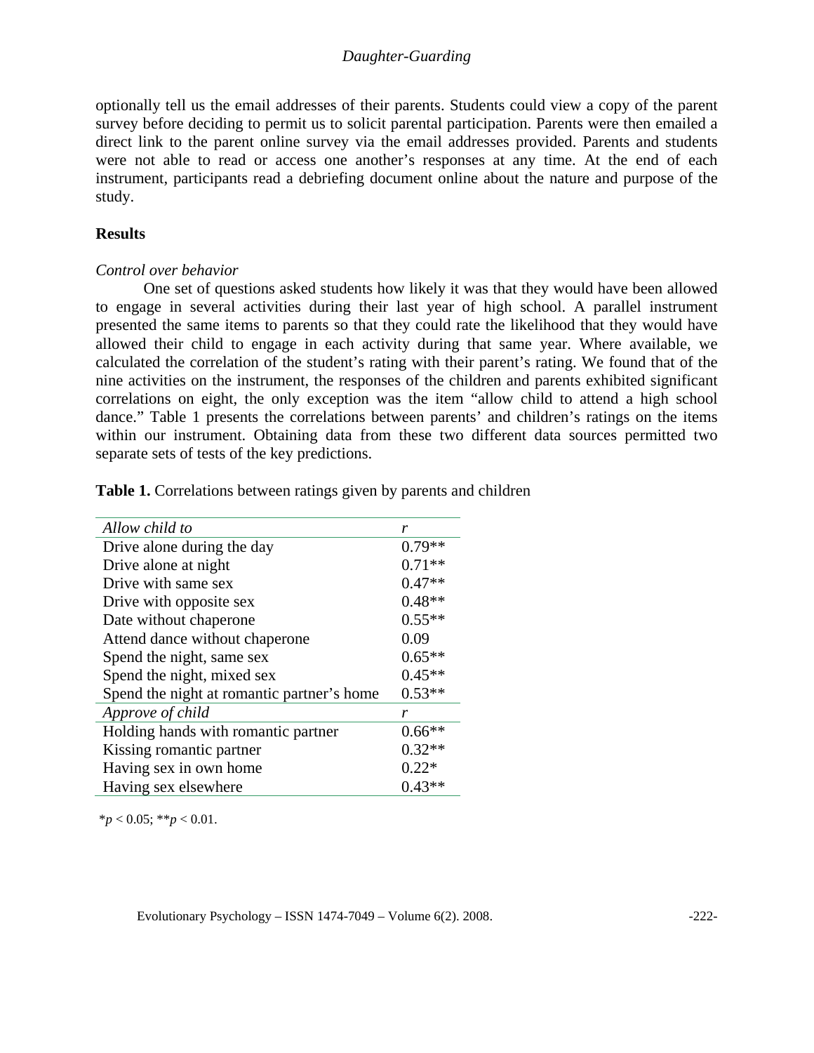optionally tell us the email addresses of their parents. Students could view a copy of the parent survey before deciding to permit us to solicit parental participation. Parents were then emailed a direct link to the parent online survey via the email addresses provided. Parents and students were not able to read or access one another's responses at any time. At the end of each instrument, participants read a debriefing document online about the nature and purpose of the study.

## Results

### *Control over behavior*

One set of questions asked students how likely it was that they would have been allowed to engage in several activities during their last year of high school. A parallel instrument presented the same items to parents so that they could rate the likelihood that they would have allowed their child to engage in each activity during that same year. Where available, we calculated the correlation of the student's rating with their parent's rating. We found that of the nine activities on the instrument, the responses of the children and parents exhibited significant correlations on eight, the only exception was the item "allow child to attend a high school dance." Table 1 presents the correlations between parents' and children's ratings on the items within our instrument. Obtaining data from these two different data sources permitted two separate sets of tests of the key predictions.

**Table 1.** Correlations between ratings given by parents and children

| *Allow child to* | *r* |
|---|---|
| Drive alone during the day | 0.79** |
| Drive alone at night | 0.71** |
| Drive with same sex | 0.47** |
| Drive with opposite sex | 0.48** |
| Date without chaperone | 0.55** |
| Attend dance without chaperone | 0.09 |
| Spend the night, same sex | 0.65** |
| Spend the night, mixed sex | 0.45** |
| Spend the night at romantic partner's home | 0.53** |
| *Approve of child* | *r* |
| Holding hands with romantic partner | 0.66** |
| Kissing romantic partner | 0.32** |
| Having sex in own home | 0.22* |
| Having sex elsewhere | 0.43** |

*$p < 0.05$; **$p < 0.01$.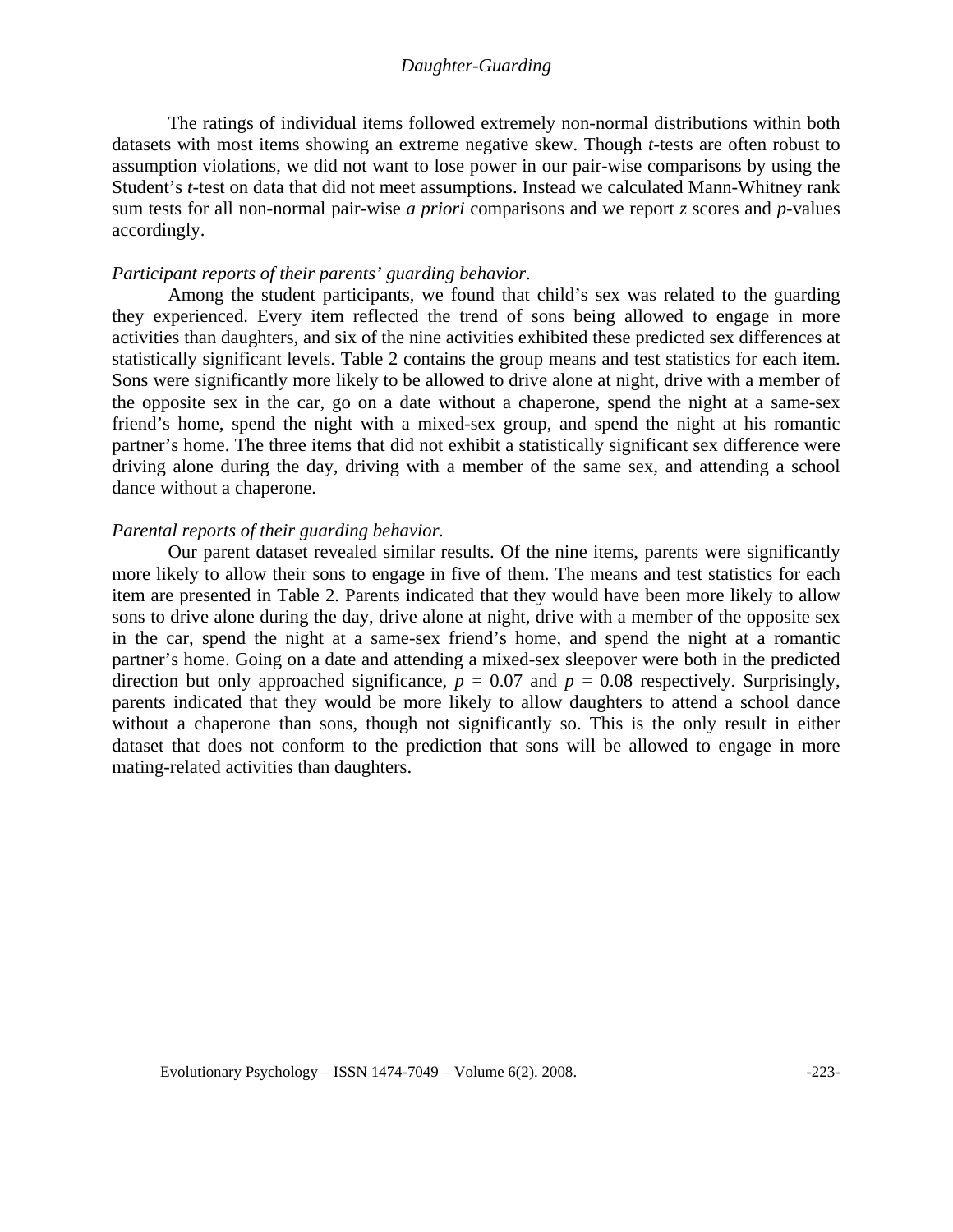The ratings of individual items followed extremely non-normal distributions within both datasets with most items showing an extreme negative skew. Though *t*-tests are often robust to assumption violations, we did not want to lose power in our pair-wise comparisons by using the Student's *t*-test on data that did not meet assumptions. Instead we calculated Mann-Whitney rank sum tests for all non-normal pair-wise *a priori* comparisons and we report *z* scores and *p*-values accordingly.

*Participant reports of their parents' guarding behavior.*

Among the student participants, we found that child's sex was related to the guarding they experienced. Every item reflected the trend of sons being allowed to engage in more activities than daughters, and six of the nine activities exhibited these predicted sex differences at statistically significant levels. Table 2 contains the group means and test statistics for each item. Sons were significantly more likely to be allowed to drive alone at night, drive with a member of the opposite sex in the car, go on a date without a chaperone, spend the night at a same-sex friend's home, spend the night with a mixed-sex group, and spend the night at his romantic partner's home. The three items that did not exhibit a statistically significant sex difference were driving alone during the day, driving with a member of the same sex, and attending a school dance without a chaperone.

*Parental reports of their guarding behavior.*

Our parent dataset revealed similar results. Of the nine items, parents were significantly more likely to allow their sons to engage in five of them. The means and test statistics for each item are presented in Table 2. Parents indicated that they would have been more likely to allow sons to drive alone during the day, drive alone at night, drive with a member of the opposite sex in the car, spend the night at a same-sex friend's home, and spend the night at a romantic partner's home. Going on a date and attending a mixed-sex sleepover were both in the predicted direction but only approached significance, $p = 0.07$ and $p = 0.08$ respectively. Surprisingly, parents indicated that they would be more likely to allow daughters to attend a school dance without a chaperone than sons, though not significantly so. This is the only result in either dataset that does not conform to the prediction that sons will be allowed to engage in more mating-related activities than daughters.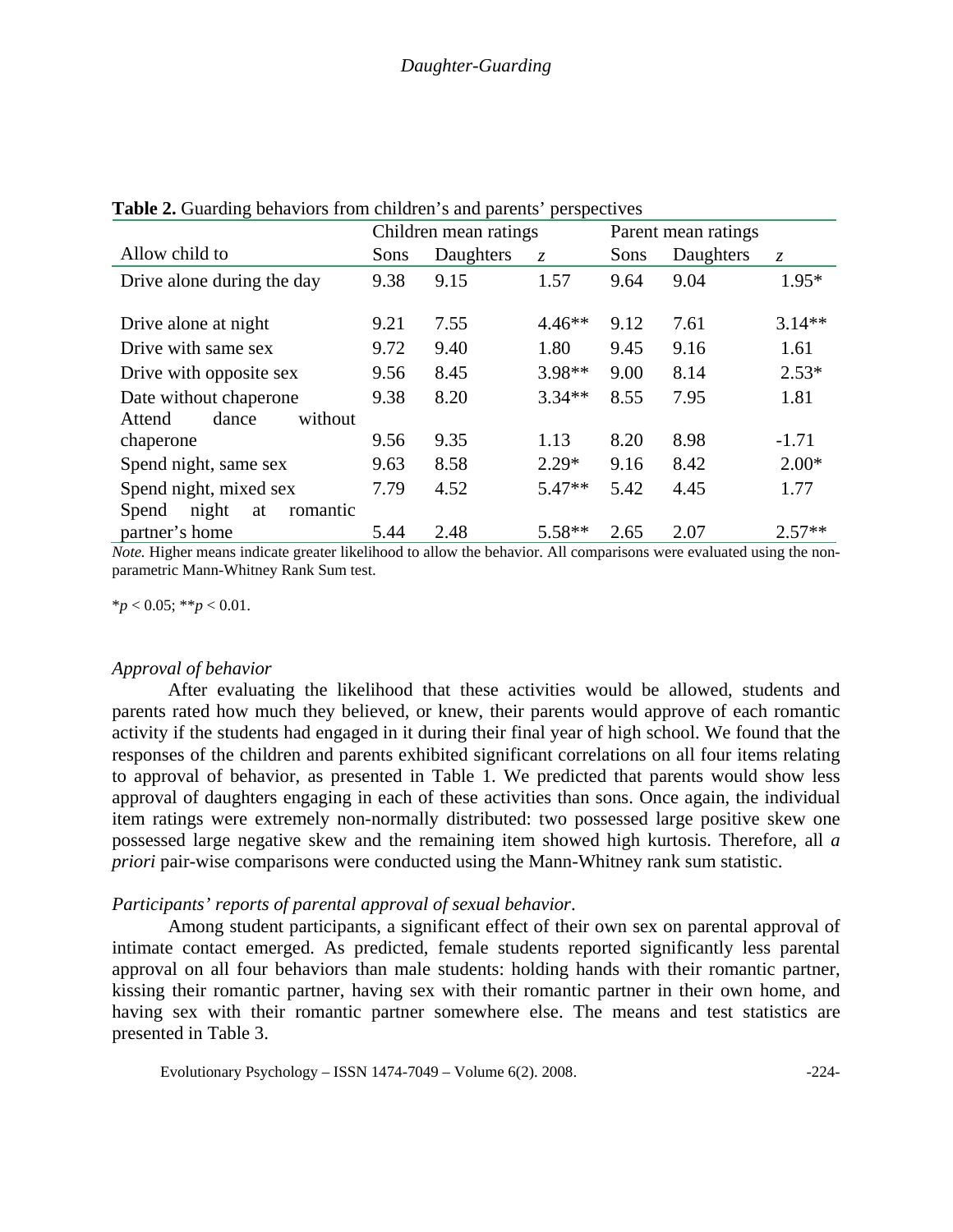**Table 2.** Guarding behaviors from children's and parents' perspectives

| | Children mean ratings | | | Parent mean ratings | | |
|---|---|---|---|---|---|---|
| Allow child to | Sons | Daughters | *z* | Sons | Daughters | *z* |
| Drive alone during the day | 9.38 | 9.15 | 1.57 | 9.64 | 9.04 | 1.95* |
| Drive alone at night | 9.21 | 7.55 | 4.46** | 9.12 | 7.61 | 3.14** |
| Drive with same sex | 9.72 | 9.40 | 1.80 | 9.45 | 9.16 | 1.61 |
| Drive with opposite sex | 9.56 | 8.45 | 3.98** | 9.00 | 8.14 | 2.53* |
| Date without chaperone | 9.38 | 8.20 | 3.34** | 8.55 | 7.95 | 1.81 |
| Attend dance without chaperone | 9.56 | 9.35 | 1.13 | 8.20 | 8.98 | -1.71 |
| Spend night, same sex | 9.63 | 8.58 | 2.29* | 9.16 | 8.42 | 2.00* |
| Spend night, mixed sex | 7.79 | 4.52 | 5.47** | 5.42 | 4.45 | 1.77 |
| Spend night at romantic partner's home | 5.44 | 2.48 | 5.58** | 2.65 | 2.07 | 2.57** |

*Note.* Higher means indicate greater likelihood to allow the behavior. All comparisons were evaluated using the non-parametric Mann-Whitney Rank Sum test.

*$p < 0.05$; **$p < 0.01$.

### *Approval of behavior*

After evaluating the likelihood that these activities would be allowed, students and parents rated how much they believed, or knew, their parents would approve of each romantic activity if the students had engaged in it during their final year of high school. We found that the responses of the children and parents exhibited significant correlations on all four items relating to approval of behavior, as presented in Table 1. We predicted that parents would show less approval of daughters engaging in each of these activities than sons. Once again, the individual item ratings were extremely non-normally distributed: two possessed large positive skew one possessed large negative skew and the remaining item showed high kurtosis. Therefore, all *a priori* pair-wise comparisons were conducted using the Mann-Whitney rank sum statistic.

### *Participants' reports of parental approval of sexual behavior*.

Among student participants, a significant effect of their own sex on parental approval of intimate contact emerged. As predicted, female students reported significantly less parental approval on all four behaviors than male students: holding hands with their romantic partner, kissing their romantic partner, having sex with their romantic partner in their own home, and having sex with their romantic partner somewhere else. The means and test statistics are presented in Table 3.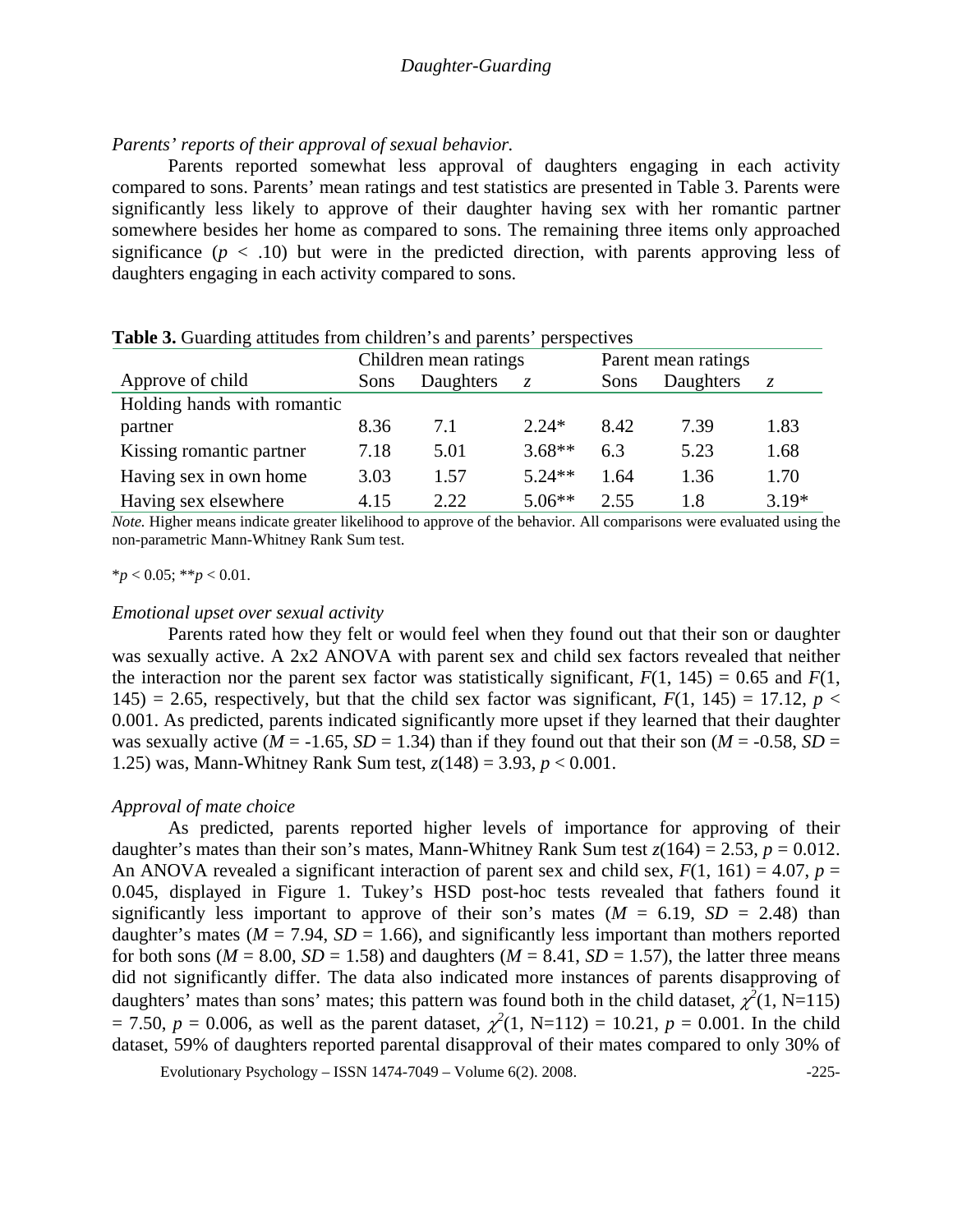*Parents' reports of their approval of sexual behavior.*

Parents reported somewhat less approval of daughters engaging in each activity compared to sons. Parents' mean ratings and test statistics are presented in Table 3. Parents were significantly less likely to approve of their daughter having sex with her romantic partner somewhere besides her home as compared to sons. The remaining three items only approached significance ($p < .10$) but were in the predicted direction, with parents approving less of daughters engaging in each activity compared to sons.

**Table 3.** Guarding attitudes from children's and parents' perspectives

| | Children mean ratings | | | Parent mean ratings | | |
|---|---|---|---|---|---|---|
| Approve of child | Sons | Daughters | *z* | Sons | Daughters | *z* |
| Holding hands with romantic partner | 8.36 | 7.1 | 2.24* | 8.42 | 7.39 | 1.83 |
| Kissing romantic partner | 7.18 | 5.01 | 3.68** | 6.3 | 5.23 | 1.68 |
| Having sex in own home | 3.03 | 1.57 | 5.24** | 1.64 | 1.36 | 1.70 |
| Having sex elsewhere | 4.15 | 2.22 | 5.06** | 2.55 | 1.8 | 3.19* |

*Note.* Higher means indicate greater likelihood to approve of the behavior. All comparisons were evaluated using the non-parametric Mann-Whitney Rank Sum test.

*$p < 0.05$; **$p < 0.01$.

*Emotional upset over sexual activity*

Parents rated how they felt or would feel when they found out that their son or daughter was sexually active. A 2x2 ANOVA with parent sex and child sex factors revealed that neither the interaction nor the parent sex factor was statistically significant, $F(1, 145) = 0.65$ and $F(1, 145) = 2.65$, respectively, but that the child sex factor was significant, $F(1, 145) = 17.12$, $p < 0.001$. As predicted, parents indicated significantly more upset if they learned that their daughter was sexually active ($M = -1.65$, $SD = 1.34$) than if they found out that their son ($M = -0.58$, $SD = 1.25$) was, Mann-Whitney Rank Sum test, $z(148) = 3.93$, $p < 0.001$.

*Approval of mate choice*

As predicted, parents reported higher levels of importance for approving of their daughter's mates than their son's mates, Mann-Whitney Rank Sum test $z(164) = 2.53$, $p = 0.012$. An ANOVA revealed a significant interaction of parent sex and child sex, $F(1, 161) = 4.07$, $p = 0.045$, displayed in Figure 1. Tukey's HSD post-hoc tests revealed that fathers found it significantly less important to approve of their son's mates ($M = 6.19$, $SD = 2.48$) than daughter's mates ($M = 7.94$, $SD = 1.66$), and significantly less important than mothers reported for both sons ($M = 8.00$, $SD = 1.58$) and daughters ($M = 8.41$, $SD = 1.57$), the latter three means did not significantly differ. The data also indicated more instances of parents disapproving of daughters' mates than sons' mates; this pattern was found both in the child dataset, $\chi^2(1, N=115) = 7.50$, $p = 0.006$, as well as the parent dataset, $\chi^2(1, N=112) = 10.21$, $p = 0.001$. In the child dataset, 59% of daughters reported parental disapproval of their mates compared to only 30% of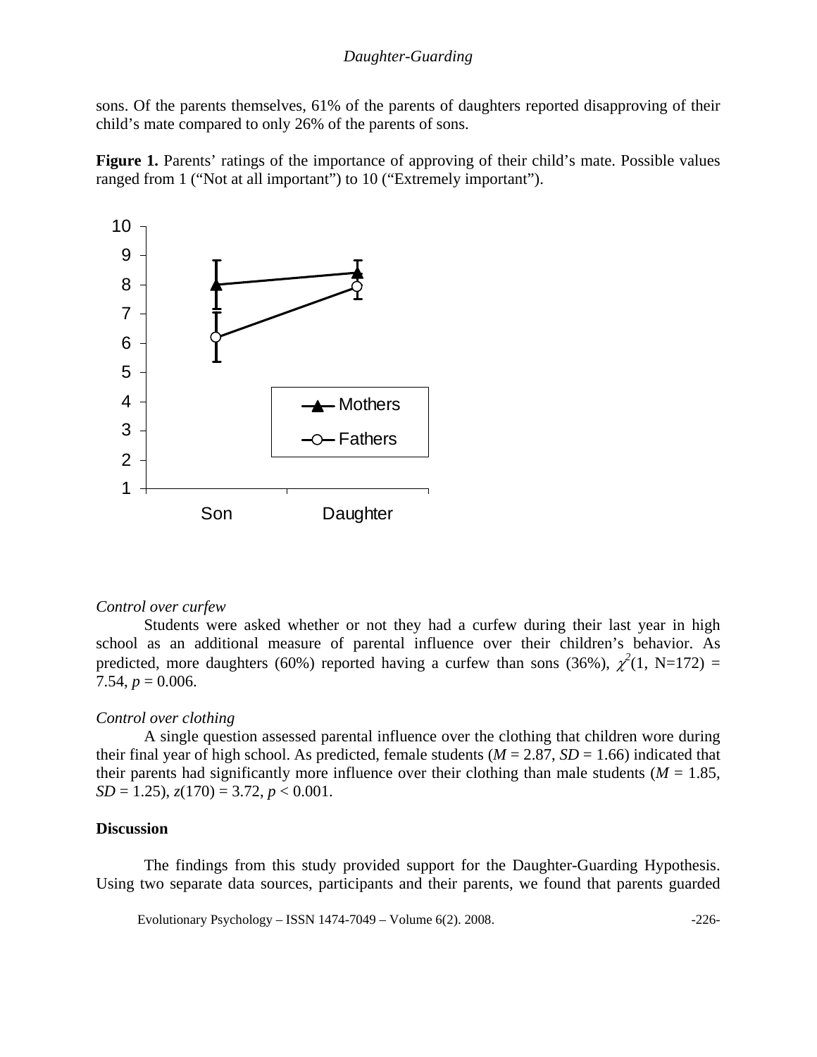sons. Of the parents themselves, 61% of the parents of daughters reported disapproving of their child's mate compared to only 26% of the parents of sons.

**Figure 1.** Parents' ratings of the importance of approving of their child's mate. Possible values ranged from 1 ("Not at all important") to 10 ("Extremely important").

*Control over curfew*

Students were asked whether or not they had a curfew during their last year in high school as an additional measure of parental influence over their children's behavior. As predicted, more daughters (60%) reported having a curfew than sons (36%), $\chi^2(1, N=172) = 7.54$, $p = 0.006$.

*Control over clothing*

A single question assessed parental influence over the clothing that children wore during their final year of high school. As predicted, female students ($M = 2.87$, $SD = 1.66$) indicated that their parents had significantly more influence over their clothing than male students ($M = 1.85$, $SD = 1.25$), $z(170) = 3.72$, $p < 0.001$.

**Discussion**

The findings from this study provided support for the Daughter-Guarding Hypothesis. Using two separate data sources, participants and their parents, we found that parents guarded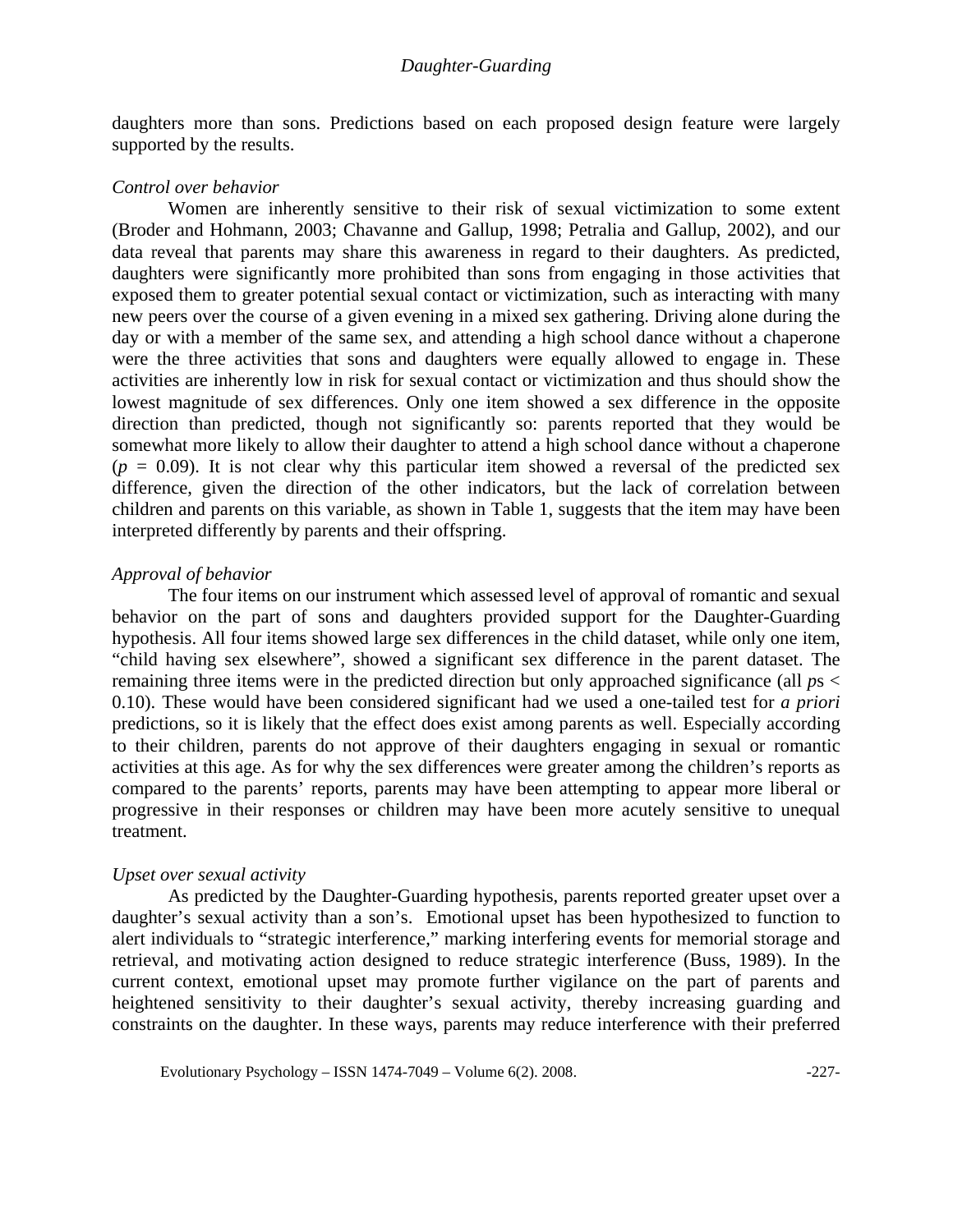daughters more than sons. Predictions based on each proposed design feature were largely supported by the results.

*Control over behavior*

Women are inherently sensitive to their risk of sexual victimization to some extent (Broder and Hohmann, 2003; Chavanne and Gallup, 1998; Petralia and Gallup, 2002), and our data reveal that parents may share this awareness in regard to their daughters. As predicted, daughters were significantly more prohibited than sons from engaging in those activities that exposed them to greater potential sexual contact or victimization, such as interacting with many new peers over the course of a given evening in a mixed sex gathering. Driving alone during the day or with a member of the same sex, and attending a high school dance without a chaperone were the three activities that sons and daughters were equally allowed to engage in. These activities are inherently low in risk for sexual contact or victimization and thus should show the lowest magnitude of sex differences. Only one item showed a sex difference in the opposite direction than predicted, though not significantly so: parents reported that they would be somewhat more likely to allow their daughter to attend a high school dance without a chaperone ($p = 0.09$). It is not clear why this particular item showed a reversal of the predicted sex difference, given the direction of the other indicators, but the lack of correlation between children and parents on this variable, as shown in Table 1, suggests that the item may have been interpreted differently by parents and their offspring.

*Approval of behavior*

The four items on our instrument which assessed level of approval of romantic and sexual behavior on the part of sons and daughters provided support for the Daughter-Guarding hypothesis. All four items showed large sex differences in the child dataset, while only one item, "child having sex elsewhere", showed a significant sex difference in the parent dataset. The remaining three items were in the predicted direction but only approached significance (all $p$s $< 0.10$). These would have been considered significant had we used a one-tailed test for *a priori* predictions, so it is likely that the effect does exist among parents as well. Especially according to their children, parents do not approve of their daughters engaging in sexual or romantic activities at this age. As for why the sex differences were greater among the children's reports as compared to the parents' reports, parents may have been attempting to appear more liberal or progressive in their responses or children may have been more acutely sensitive to unequal treatment.

*Upset over sexual activity*

As predicted by the Daughter-Guarding hypothesis, parents reported greater upset over a daughter's sexual activity than a son's. Emotional upset has been hypothesized to function to alert individuals to "strategic interference," marking interfering events for memorial storage and retrieval, and motivating action designed to reduce strategic interference (Buss, 1989). In the current context, emotional upset may promote further vigilance on the part of parents and heightened sensitivity to their daughter's sexual activity, thereby increasing guarding and constraints on the daughter. In these ways, parents may reduce interference with their preferred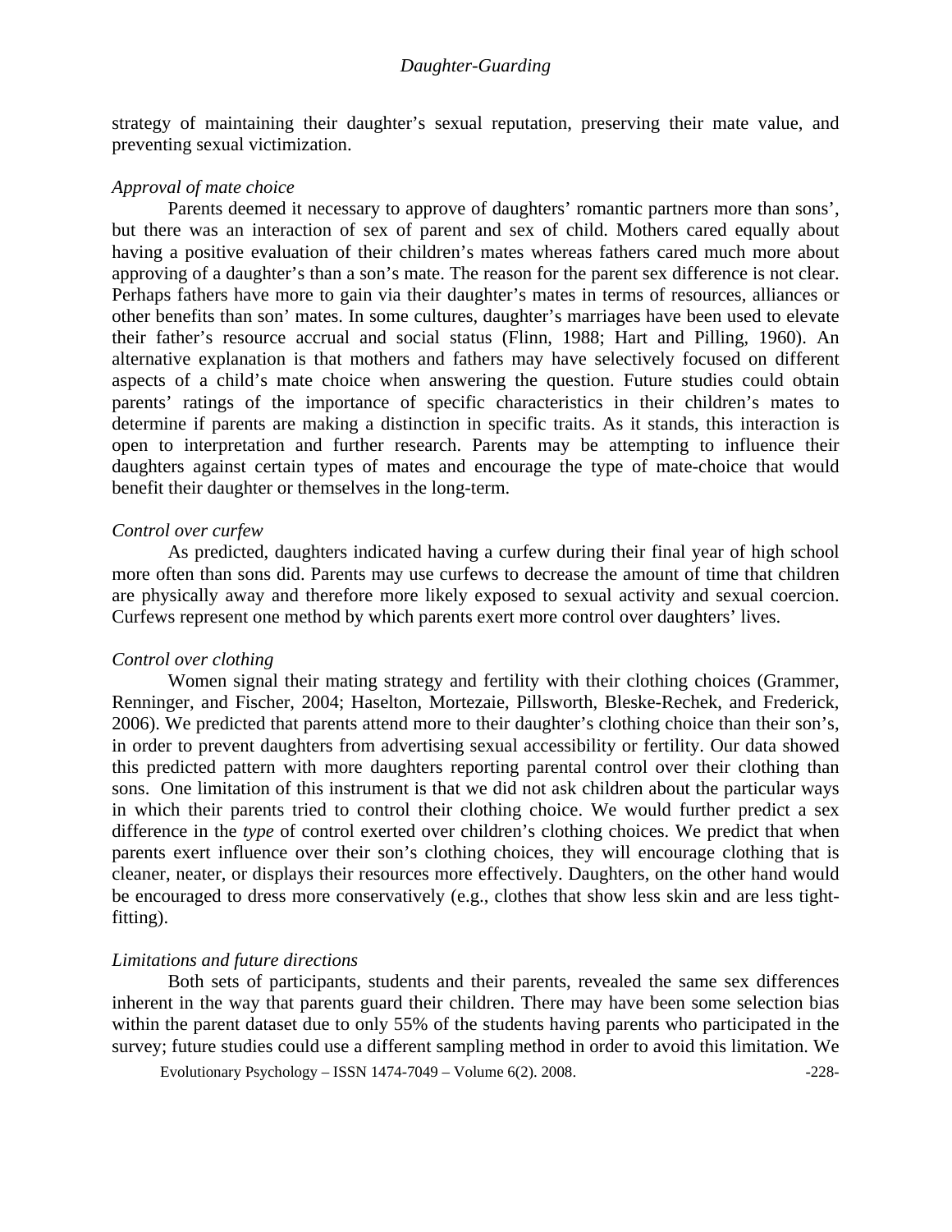strategy of maintaining their daughter's sexual reputation, preserving their mate value, and preventing sexual victimization.

### *Approval of mate choice*

Parents deemed it necessary to approve of daughters' romantic partners more than sons', but there was an interaction of sex of parent and sex of child. Mothers cared equally about having a positive evaluation of their children's mates whereas fathers cared much more about approving of a daughter's than a son's mate. The reason for the parent sex difference is not clear. Perhaps fathers have more to gain via their daughter's mates in terms of resources, alliances or other benefits than son' mates. In some cultures, daughter's marriages have been used to elevate their father's resource accrual and social status (Flinn, 1988; Hart and Pilling, 1960). An alternative explanation is that mothers and fathers may have selectively focused on different aspects of a child's mate choice when answering the question. Future studies could obtain parents' ratings of the importance of specific characteristics in their children's mates to determine if parents are making a distinction in specific traits. As it stands, this interaction is open to interpretation and further research. Parents may be attempting to influence their daughters against certain types of mates and encourage the type of mate-choice that would benefit their daughter or themselves in the long-term.

### *Control over curfew*

As predicted, daughters indicated having a curfew during their final year of high school more often than sons did. Parents may use curfews to decrease the amount of time that children are physically away and therefore more likely exposed to sexual activity and sexual coercion. Curfews represent one method by which parents exert more control over daughters' lives.

### *Control over clothing*

Women signal their mating strategy and fertility with their clothing choices (Grammer, Renninger, and Fischer, 2004; Haselton, Mortezaie, Pillsworth, Bleske-Rechek, and Frederick, 2006). We predicted that parents attend more to their daughter's clothing choice than their son's, in order to prevent daughters from advertising sexual accessibility or fertility. Our data showed this predicted pattern with more daughters reporting parental control over their clothing than sons. One limitation of this instrument is that we did not ask children about the particular ways in which their parents tried to control their clothing choice. We would further predict a sex difference in the *type* of control exerted over children's clothing choices. We predict that when parents exert influence over their son's clothing choices, they will encourage clothing that is cleaner, neater, or displays their resources more effectively. Daughters, on the other hand would be encouraged to dress more conservatively (e.g., clothes that show less skin and are less tight-fitting).

### *Limitations and future directions*

Both sets of participants, students and their parents, revealed the same sex differences inherent in the way that parents guard their children. There may have been some selection bias within the parent dataset due to only 55% of the students having parents who participated in the survey; future studies could use a different sampling method in order to avoid this limitation. We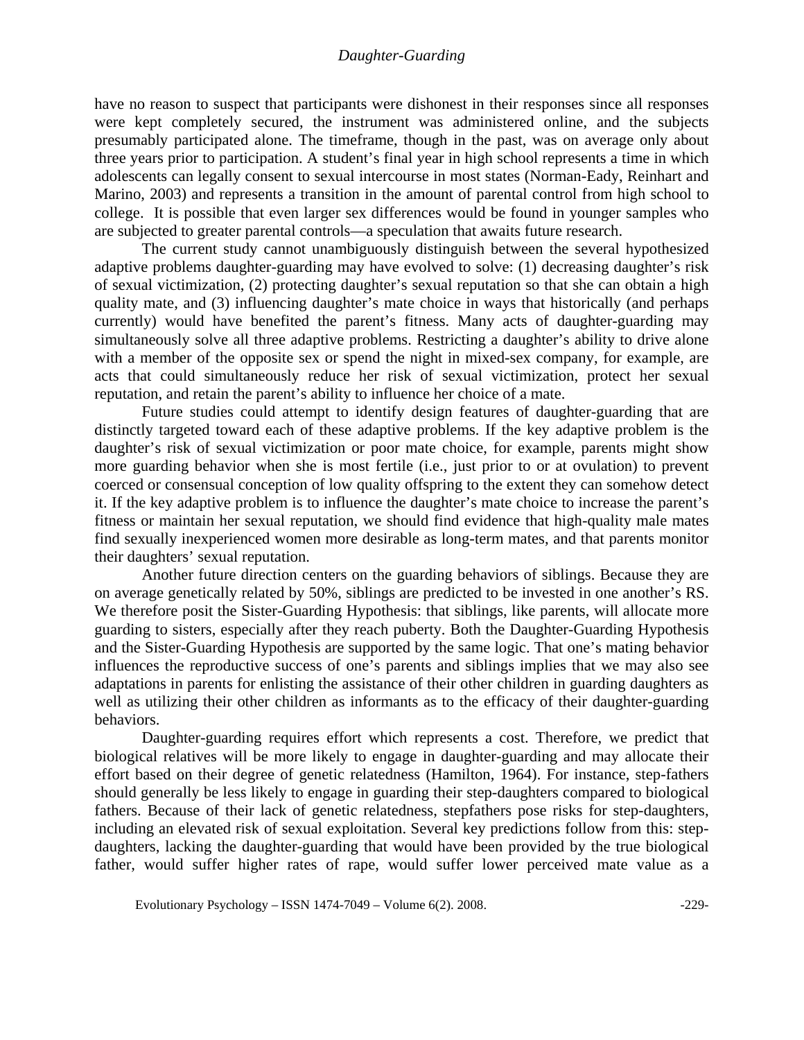have no reason to suspect that participants were dishonest in their responses since all responses were kept completely secured, the instrument was administered online, and the subjects presumably participated alone. The timeframe, though in the past, was on average only about three years prior to participation. A student's final year in high school represents a time in which adolescents can legally consent to sexual intercourse in most states (Norman-Eady, Reinhart and Marino, 2003) and represents a transition in the amount of parental control from high school to college. It is possible that even larger sex differences would be found in younger samples who are subjected to greater parental controls—a speculation that awaits future research.

The current study cannot unambiguously distinguish between the several hypothesized adaptive problems daughter-guarding may have evolved to solve: (1) decreasing daughter's risk of sexual victimization, (2) protecting daughter's sexual reputation so that she can obtain a high quality mate, and (3) influencing daughter's mate choice in ways that historically (and perhaps currently) would have benefited the parent's fitness. Many acts of daughter-guarding may simultaneously solve all three adaptive problems. Restricting a daughter's ability to drive alone with a member of the opposite sex or spend the night in mixed-sex company, for example, are acts that could simultaneously reduce her risk of sexual victimization, protect her sexual reputation, and retain the parent's ability to influence her choice of a mate.

Future studies could attempt to identify design features of daughter-guarding that are distinctly targeted toward each of these adaptive problems. If the key adaptive problem is the daughter's risk of sexual victimization or poor mate choice, for example, parents might show more guarding behavior when she is most fertile (i.e., just prior to or at ovulation) to prevent coerced or consensual conception of low quality offspring to the extent they can somehow detect it. If the key adaptive problem is to influence the daughter's mate choice to increase the parent's fitness or maintain her sexual reputation, we should find evidence that high-quality male mates find sexually inexperienced women more desirable as long-term mates, and that parents monitor their daughters' sexual reputation.

Another future direction centers on the guarding behaviors of siblings. Because they are on average genetically related by 50%, siblings are predicted to be invested in one another's RS. We therefore posit the Sister-Guarding Hypothesis: that siblings, like parents, will allocate more guarding to sisters, especially after they reach puberty. Both the Daughter-Guarding Hypothesis and the Sister-Guarding Hypothesis are supported by the same logic. That one's mating behavior influences the reproductive success of one's parents and siblings implies that we may also see adaptations in parents for enlisting the assistance of their other children in guarding daughters as well as utilizing their other children as informants as to the efficacy of their daughter-guarding behaviors.

Daughter-guarding requires effort which represents a cost. Therefore, we predict that biological relatives will be more likely to engage in daughter-guarding and may allocate their effort based on their degree of genetic relatedness (Hamilton, 1964). For instance, step-fathers should generally be less likely to engage in guarding their step-daughters compared to biological fathers. Because of their lack of genetic relatedness, stepfathers pose risks for step-daughters, including an elevated risk of sexual exploitation. Several key predictions follow from this: step-daughters, lacking the daughter-guarding that would have been provided by the true biological father, would suffer higher rates of rape, would suffer lower perceived mate value as a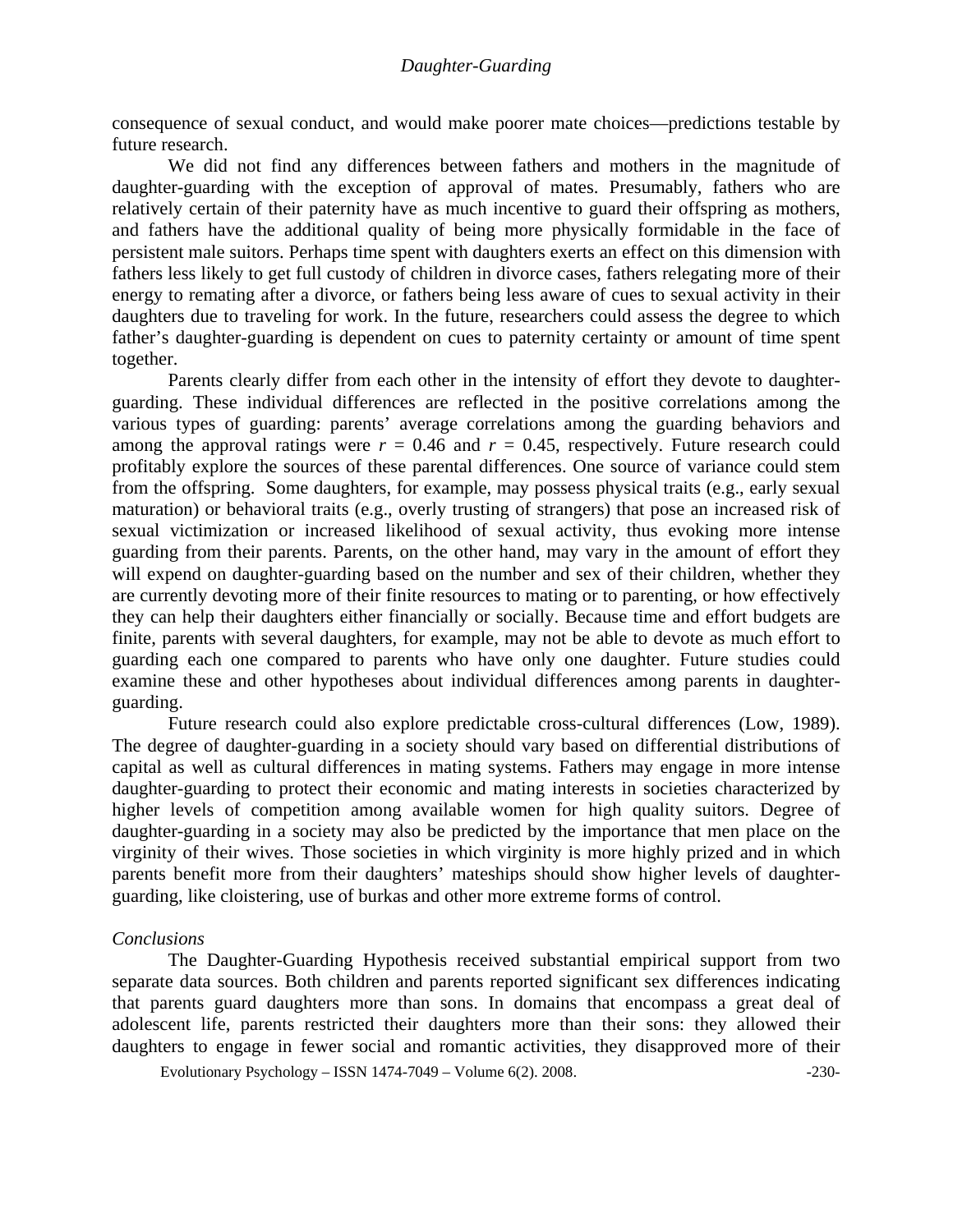consequence of sexual conduct, and would make poorer mate choices—predictions testable by future research.

We did not find any differences between fathers and mothers in the magnitude of daughter-guarding with the exception of approval of mates. Presumably, fathers who are relatively certain of their paternity have as much incentive to guard their offspring as mothers, and fathers have the additional quality of being more physically formidable in the face of persistent male suitors. Perhaps time spent with daughters exerts an effect on this dimension with fathers less likely to get full custody of children in divorce cases, fathers relegating more of their energy to remating after a divorce, or fathers being less aware of cues to sexual activity in their daughters due to traveling for work. In the future, researchers could assess the degree to which father's daughter-guarding is dependent on cues to paternity certainty or amount of time spent together.

Parents clearly differ from each other in the intensity of effort they devote to daughter-guarding. These individual differences are reflected in the positive correlations among the various types of guarding: parents' average correlations among the guarding behaviors and among the approval ratings were $r$ = 0.46 and $r$ = 0.45, respectively. Future research could profitably explore the sources of these parental differences. One source of variance could stem from the offspring. Some daughters, for example, may possess physical traits (e.g., early sexual maturation) or behavioral traits (e.g., overly trusting of strangers) that pose an increased risk of sexual victimization or increased likelihood of sexual activity, thus evoking more intense guarding from their parents. Parents, on the other hand, may vary in the amount of effort they will expend on daughter-guarding based on the number and sex of their children, whether they are currently devoting more of their finite resources to mating or to parenting, or how effectively they can help their daughters either financially or socially. Because time and effort budgets are finite, parents with several daughters, for example, may not be able to devote as much effort to guarding each one compared to parents who have only one daughter. Future studies could examine these and other hypotheses about individual differences among parents in daughter-guarding.

Future research could also explore predictable cross-cultural differences (Low, 1989). The degree of daughter-guarding in a society should vary based on differential distributions of capital as well as cultural differences in mating systems. Fathers may engage in more intense daughter-guarding to protect their economic and mating interests in societies characterized by higher levels of competition among available women for high quality suitors. Degree of daughter-guarding in a society may also be predicted by the importance that men place on the virginity of their wives. Those societies in which virginity is more highly prized and in which parents benefit more from their daughters' mateships should show higher levels of daughter-guarding, like cloistering, use of burkas and other more extreme forms of control.

### *Conclusions*

The Daughter-Guarding Hypothesis received substantial empirical support from two separate data sources. Both children and parents reported significant sex differences indicating that parents guard daughters more than sons. In domains that encompass a great deal of adolescent life, parents restricted their daughters more than their sons: they allowed their daughters to engage in fewer social and romantic activities, they disapproved more of their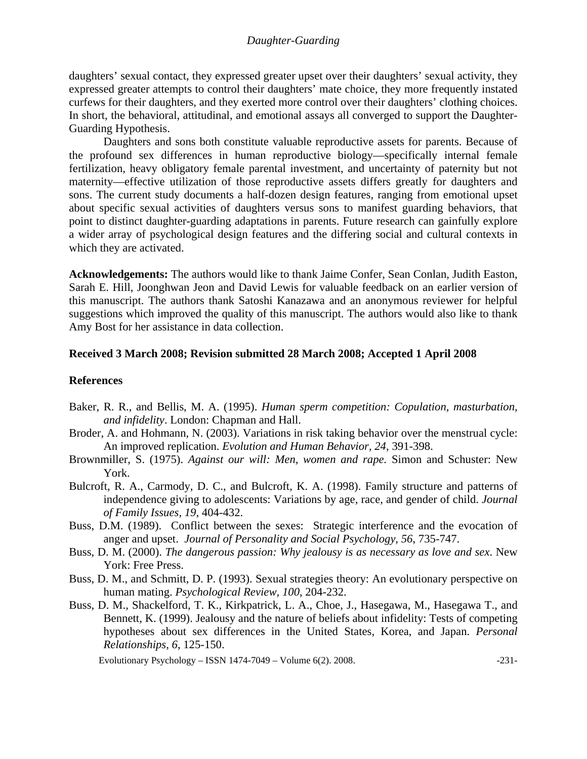daughters' sexual contact, they expressed greater upset over their daughters' sexual activity, they expressed greater attempts to control their daughters' mate choice, they more frequently instated curfews for their daughters, and they exerted more control over their daughters' clothing choices. In short, the behavioral, attitudinal, and emotional assays all converged to support the Daughter-Guarding Hypothesis.

Daughters and sons both constitute valuable reproductive assets for parents. Because of the profound sex differences in human reproductive biology—specifically internal female fertilization, heavy obligatory female parental investment, and uncertainty of paternity but not maternity—effective utilization of those reproductive assets differs greatly for daughters and sons. The current study documents a half-dozen design features, ranging from emotional upset about specific sexual activities of daughters versus sons to manifest guarding behaviors, that point to distinct daughter-guarding adaptations in parents. Future research can gainfully explore a wider array of psychological design features and the differing social and cultural contexts in which they are activated.

**Acknowledgements:** The authors would like to thank Jaime Confer, Sean Conlan, Judith Easton, Sarah E. Hill, Joonghwan Jeon and David Lewis for valuable feedback on an earlier version of this manuscript. The authors thank Satoshi Kanazawa and an anonymous reviewer for helpful suggestions which improved the quality of this manuscript. The authors would also like to thank Amy Bost for her assistance in data collection.

**Received 3 March 2008; Revision submitted 28 March 2008; Accepted 1 April 2008**

**References**

Baker, R. R., and Bellis, M. A. (1995). *Human sperm competition: Copulation, masturbation, and infidelity*. London: Chapman and Hall.

Broder, A. and Hohmann, N. (2003). Variations in risk taking behavior over the menstrual cycle: An improved replication. *Evolution and Human Behavior, 24*, 391-398.

Brownmiller, S. (1975). *Against our will: Men, women and rape.* Simon and Schuster: New York.

Bulcroft, R. A., Carmody, D. C., and Bulcroft, K. A. (1998). Family structure and patterns of independence giving to adolescents: Variations by age, race, and gender of child. *Journal of Family Issues*, *19*, 404-432.

Buss, D.M. (1989). Conflict between the sexes: Strategic interference and the evocation of anger and upset. *Journal of Personality and Social Psychology*, *56*, 735-747.

Buss, D. M. (2000). *The dangerous passion: Why jealousy is as necessary as love and sex*. New York: Free Press.

Buss, D. M., and Schmitt, D. P. (1993). Sexual strategies theory: An evolutionary perspective on human mating. *Psychological Review, 100*, 204-232.

Buss, D. M., Shackelford, T. K., Kirkpatrick, L. A., Choe, J., Hasegawa, M., Hasegawa T., and Bennett, K. (1999). Jealousy and the nature of beliefs about infidelity: Tests of competing hypotheses about sex differences in the United States, Korea, and Japan. *Personal Relationships*, *6*, 125-150.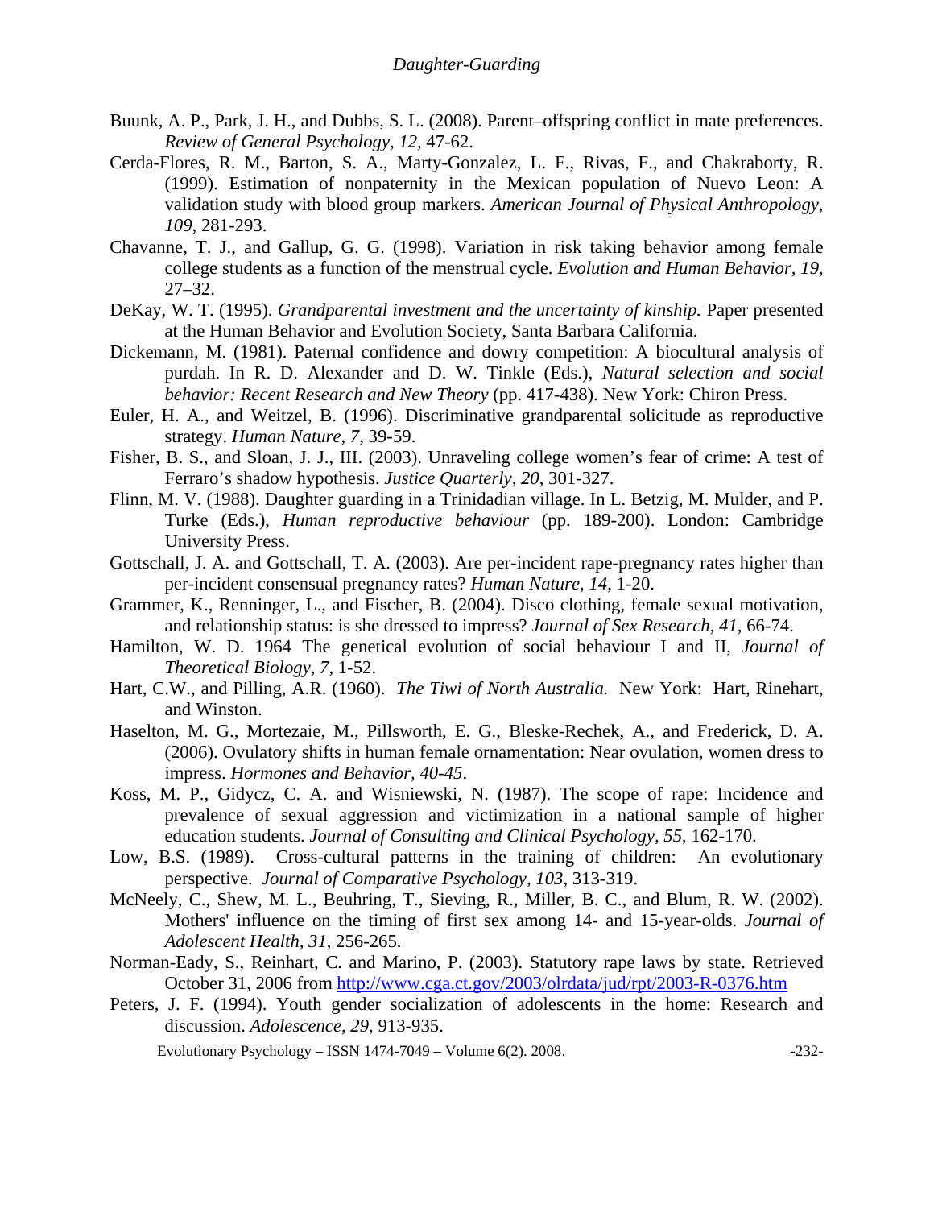Buunk, A. P., Park, J. H., and Dubbs, S. L. (2008). Parent–offspring conflict in mate preferences. *Review of General Psychology*, *12*, 47-62.

Cerda-Flores, R. M., Barton, S. A., Marty-Gonzalez, L. F., Rivas, F., and Chakraborty, R. (1999). Estimation of nonpaternity in the Mexican population of Nuevo Leon: A validation study with blood group markers. *American Journal of Physical Anthropology, 109*, 281-293.

Chavanne, T. J., and Gallup, G. G. (1998). Variation in risk taking behavior among female college students as a function of the menstrual cycle. *Evolution and Human Behavior*, *19*, 27–32.

DeKay, W. T. (1995). *Grandparental investment and the uncertainty of kinship.* Paper presented at the Human Behavior and Evolution Society, Santa Barbara California.

Dickemann, M. (1981). Paternal confidence and dowry competition: A biocultural analysis of purdah. In R. D. Alexander and D. W. Tinkle (Eds.), *Natural selection and social behavior: Recent Research and New Theory* (pp. 417-438). New York: Chiron Press.

Euler, H. A., and Weitzel, B. (1996). Discriminative grandparental solicitude as reproductive strategy. *Human Nature, 7*, 39-59.

Fisher, B. S., and Sloan, J. J., III. (2003). Unraveling college women's fear of crime: A test of Ferraro's shadow hypothesis. *Justice Quarterly, 20*, 301-327.

Flinn, M. V. (1988). Daughter guarding in a Trinidadian village. In L. Betzig, M. Mulder, and P. Turke (Eds.), *Human reproductive behaviour* (pp. 189-200). London: Cambridge University Press.

Gottschall, J. A. and Gottschall, T. A. (2003). Are per-incident rape-pregnancy rates higher than per-incident consensual pregnancy rates? *Human Nature, 14*, 1-20.

Grammer, K., Renninger, L., and Fischer, B. (2004). Disco clothing, female sexual motivation, and relationship status: is she dressed to impress? *Journal of Sex Research*, *41*, 66-74.

Hamilton, W. D. 1964 The genetical evolution of social behaviour I and II, *Journal of Theoretical Biology*, *7*, 1-52.

Hart, C.W., and Pilling, A.R. (1960). *The Tiwi of North Australia.* New York: Hart, Rinehart, and Winston.

Haselton, M. G., Mortezaie, M., Pillsworth, E. G., Bleske-Rechek, A., and Frederick, D. A. (2006). Ovulatory shifts in human female ornamentation: Near ovulation, women dress to impress. *Hormones and Behavior, 40-45*.

Koss, M. P., Gidycz, C. A. and Wisniewski, N. (1987). The scope of rape: Incidence and prevalence of sexual aggression and victimization in a national sample of higher education students. *Journal of Consulting and Clinical Psychology, 55*, 162-170.

Low, B.S. (1989). Cross-cultural patterns in the training of children: An evolutionary perspective. *Journal of Comparative Psychology*, *103*, 313-319.

McNeely, C., Shew, M. L., Beuhring, T., Sieving, R., Miller, B. C., and Blum, R. W. (2002). Mothers' influence on the timing of first sex among 14- and 15-year-olds. *Journal of Adolescent Health, 31*, 256-265.

Norman-Eady, S., Reinhart, C. and Marino, P. (2003). Statutory rape laws by state. Retrieved October 31, 2006 from http://www.cga.ct.gov/2003/olrdata/jud/rpt/2003-R-0376.htm

Peters, J. F. (1994). Youth gender socialization of adolescents in the home: Research and discussion. *Adolescence, 29*, 913-935.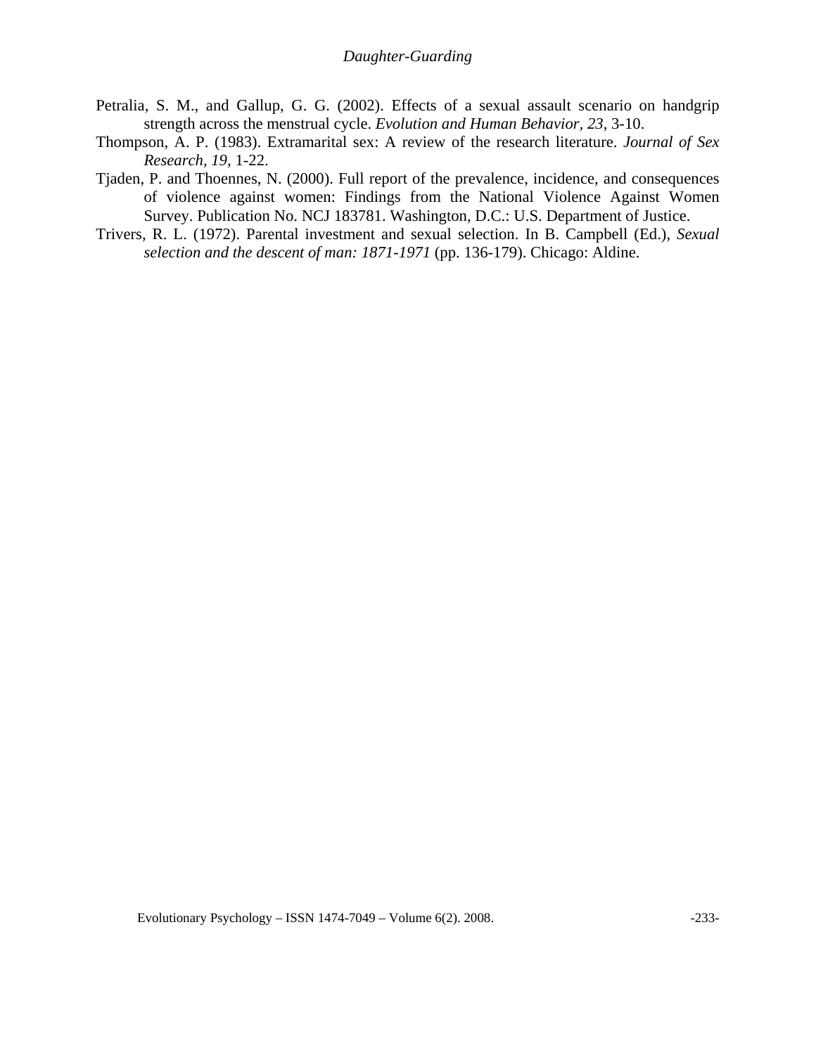Petralia, S. M., and Gallup, G. G. (2002). Effects of a sexual assault scenario on handgrip strength across the menstrual cycle. *Evolution and Human Behavior, 23*, 3-10.

Thompson, A. P. (1983). Extramarital sex: A review of the research literature. *Journal of Sex Research, 19*, 1-22.

Tjaden, P. and Thoennes, N. (2000). Full report of the prevalence, incidence, and consequences of violence against women: Findings from the National Violence Against Women Survey. Publication No. NCJ 183781. Washington, D.C.: U.S. Department of Justice.

Trivers, R. L. (1972). Parental investment and sexual selection. In B. Campbell (Ed.), *Sexual selection and the descent of man: 1871-1971* (pp. 136-179). Chicago: Aldine.